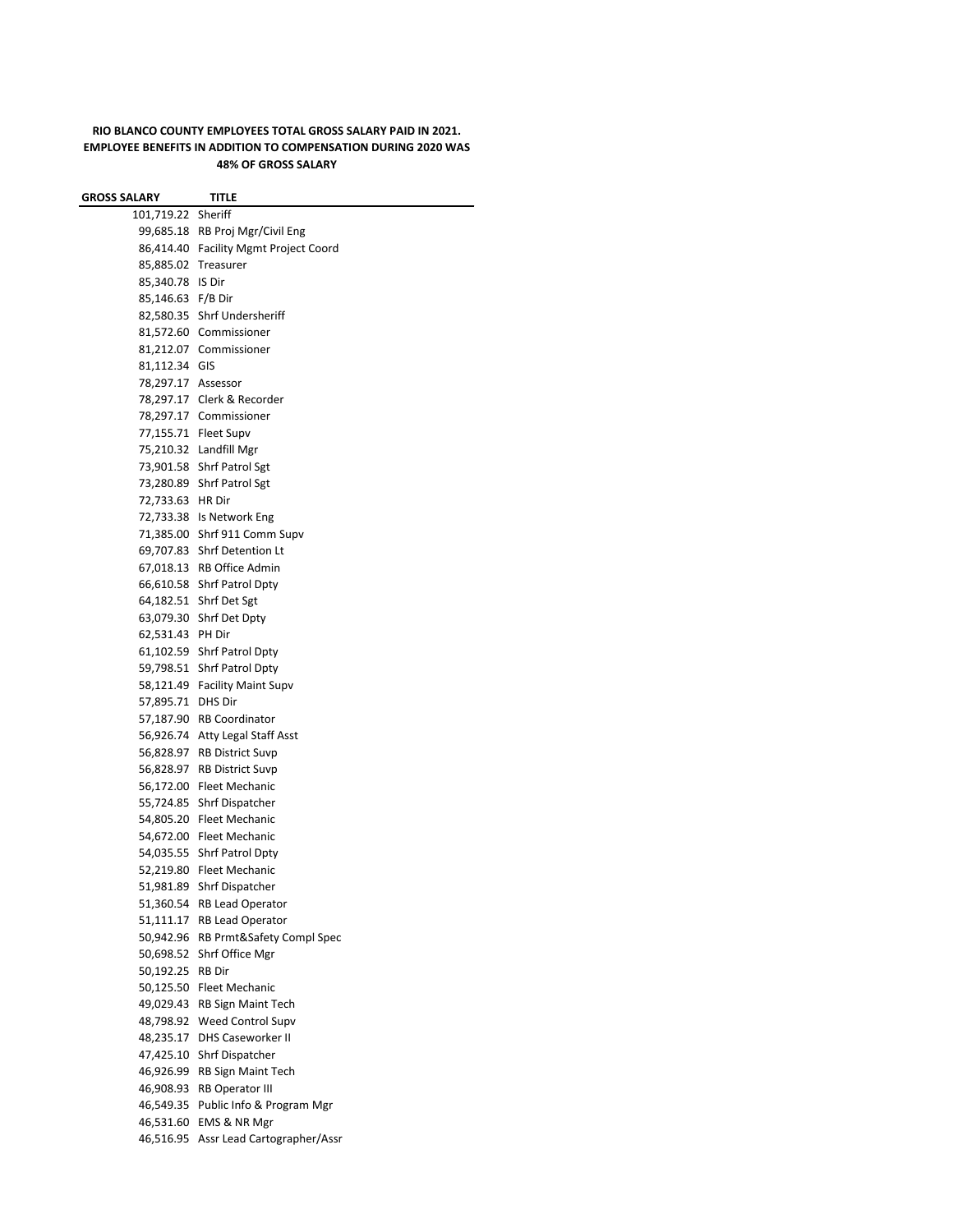**RIO BLANCO COUNTY EMPLOYEES TOTAL GROSS SALARY PAID IN 2021.**
**EMPLOYEE BENEFITS IN ADDITION TO COMPENSATION DURING 2020 WAS**
**48% OF GROSS SALARY**

| GROSS SALARY | TITLE |
|---|---|
| 101,719.22 | Sheriff |
| 99,685.18 | RB Proj Mgr/Civil Eng |
| 86,414.40 | Facility Mgmt Project Coord |
| 85,885.02 | Treasurer |
| 85,340.78 | IS Dir |
| 85,146.63 | F/B Dir |
| 82,580.35 | Shrf Undersheriff |
| 81,572.60 | Commissioner |
| 81,212.07 | Commissioner |
| 81,112.34 | GIS |
| 78,297.17 | Assessor |
| 78,297.17 | Clerk & Recorder |
| 78,297.17 | Commissioner |
| 77,155.71 | Fleet Supv |
| 75,210.32 | Landfill Mgr |
| 73,901.58 | Shrf Patrol Sgt |
| 73,280.89 | Shrf Patrol Sgt |
| 72,733.63 | HR Dir |
| 72,733.38 | Is Network Eng |
| 71,385.00 | Shrf 911 Comm Supv |
| 69,707.83 | Shrf Detention Lt |
| 67,018.13 | RB Office Admin |
| 66,610.58 | Shrf Patrol Dpty |
| 64,182.51 | Shrf Det Sgt |
| 63,079.30 | Shrf Det Dpty |
| 62,531.43 | PH Dir |
| 61,102.59 | Shrf Patrol Dpty |
| 59,798.51 | Shrf Patrol Dpty |
| 58,121.49 | Facility Maint Supv |
| 57,895.71 | DHS Dir |
| 57,187.90 | RB Coordinator |
| 56,926.74 | Atty Legal Staff Asst |
| 56,828.97 | RB District Suvp |
| 56,828.97 | RB District Suvp |
| 56,172.00 | Fleet Mechanic |
| 55,724.85 | Shrf Dispatcher |
| 54,805.20 | Fleet Mechanic |
| 54,672.00 | Fleet Mechanic |
| 54,035.55 | Shrf Patrol Dpty |
| 52,219.80 | Fleet Mechanic |
| 51,981.89 | Shrf Dispatcher |
| 51,360.54 | RB Lead Operator |
| 51,111.17 | RB Lead Operator |
| 50,942.96 | RB Prmt&Safety Compl Spec |
| 50,698.52 | Shrf Office Mgr |
| 50,192.25 | RB Dir |
| 50,125.50 | Fleet Mechanic |
| 49,029.43 | RB Sign Maint Tech |
| 48,798.92 | Weed Control Supv |
| 48,235.17 | DHS Caseworker II |
| 47,425.10 | Shrf Dispatcher |
| 46,926.99 | RB Sign Maint Tech |
| 46,908.93 | RB Operator III |
| 46,549.35 | Public Info & Program Mgr |
| 46,531.60 | EMS & NR Mgr |
| 46,516.95 | Assr Lead Cartographer/Assr |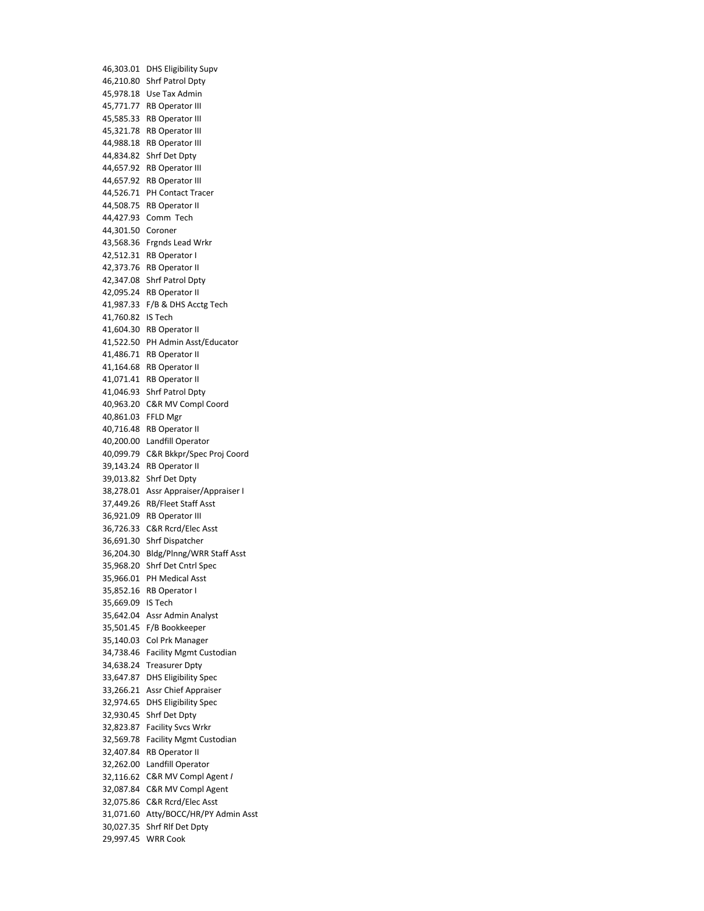| | |
|---|---|
| 46,303.01 | DHS Eligibility Supv |
| 46,210.80 | Shrf Patrol Dpty |
| 45,978.18 | Use Tax Admin |
| 45,771.77 | RB Operator III |
| 45,585.33 | RB Operator III |
| 45,321.78 | RB Operator III |
| 44,988.18 | RB Operator III |
| 44,834.82 | Shrf Det Dpty |
| 44,657.92 | RB Operator III |
| 44,657.92 | RB Operator III |
| 44,526.71 | PH Contact Tracer |
| 44,508.75 | RB Operator II |
| 44,427.93 | Comm Tech |
| 44,301.50 | Coroner |
| 43,568.36 | Frgnds Lead Wrkr |
| 42,512.31 | RB Operator I |
| 42,373.76 | RB Operator II |
| 42,347.08 | Shrf Patrol Dpty |
| 42,095.24 | RB Operator II |
| 41,987.33 | F/B & DHS Acctg Tech |
| 41,760.82 | IS Tech |
| 41,604.30 | RB Operator II |
| 41,522.50 | PH Admin Asst/Educator |
| 41,486.71 | RB Operator II |
| 41,164.68 | RB Operator II |
| 41,071.41 | RB Operator II |
| 41,046.93 | Shrf Patrol Dpty |
| 40,963.20 | C&R MV Compl Coord |
| 40,861.03 | FFLD Mgr |
| 40,716.48 | RB Operator II |
| 40,200.00 | Landfill Operator |
| 40,099.79 | C&R Bkkpr/Spec Proj Coord |
| 39,143.24 | RB Operator II |
| 39,013.82 | Shrf Det Dpty |
| 38,278.01 | Assr Appraiser/Appraiser I |
| 37,449.26 | RB/Fleet Staff Asst |
| 36,921.09 | RB Operator III |
| 36,726.33 | C&R Rcrd/Elec Asst |
| 36,691.30 | Shrf Dispatcher |
| 36,204.30 | Bldg/Plnng/WRR Staff Asst |
| 35,968.20 | Shrf Det Cntrl Spec |
| 35,966.01 | PH Medical Asst |
| 35,852.16 | RB Operator I |
| 35,669.09 | IS Tech |
| 35,642.04 | Assr Admin Analyst |
| 35,501.45 | F/B Bookkeeper |
| 35,140.03 | Col Prk Manager |
| 34,738.46 | Facility Mgmt Custodian |
| 34,638.24 | Treasurer Dpty |
| 33,647.87 | DHS Eligibility Spec |
| 33,266.21 | Assr Chief Appraiser |
| 32,974.65 | DHS Eligibility Spec |
| 32,930.45 | Shrf Det Dpty |
| 32,823.87 | Facility Svcs Wrkr |
| 32,569.78 | Facility Mgmt Custodian |
| 32,407.84 | RB Operator II |
| 32,262.00 | Landfill Operator |
| 32,116.62 | C&R MV Compl Agent I |
| 32,087.84 | C&R MV Compl Agent |
| 32,075.86 | C&R Rcrd/Elec Asst |
| 31,071.60 | Atty/BOCC/HR/PY Admin Asst |
| 30,027.35 | Shrf Rlf Det Dpty |
| 29,997.45 | WRR Cook |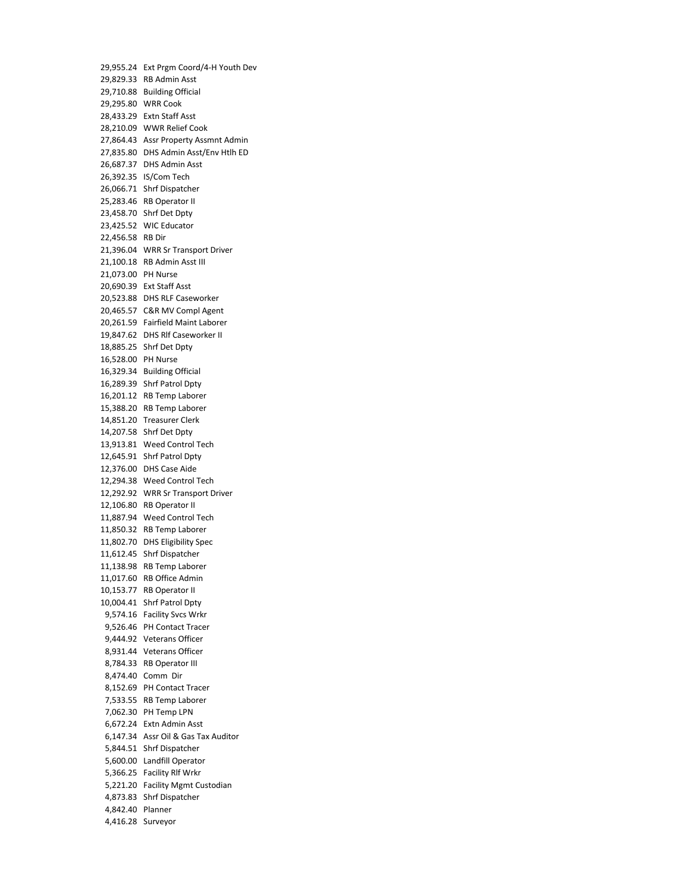| | |
|---|---|
| 29,955.24 | Ext Prgm Coord/4-H Youth Dev |
| 29,829.33 | RB Admin Asst |
| 29,710.88 | Building Official |
| 29,295.80 | WRR Cook |
| 28,433.29 | Extn Staff Asst |
| 28,210.09 | WWR Relief Cook |
| 27,864.43 | Assr Property Assmnt Admin |
| 27,835.80 | DHS Admin Asst/Env Htlh ED |
| 26,687.37 | DHS Admin Asst |
| 26,392.35 | IS/Com Tech |
| 26,066.71 | Shrf Dispatcher |
| 25,283.46 | RB Operator II |
| 23,458.70 | Shrf Det Dpty |
| 23,425.52 | WIC Educator |
| 22,456.58 | RB Dir |
| 21,396.04 | WRR Sr Transport Driver |
| 21,100.18 | RB Admin Asst III |
| 21,073.00 | PH Nurse |
| 20,690.39 | Ext Staff Asst |
| 20,523.88 | DHS RLF Caseworker |
| 20,465.57 | C&R MV Compl Agent |
| 20,261.59 | Fairfield Maint Laborer |
| 19,847.62 | DHS Rlf Caseworker II |
| 18,885.25 | Shrf Det Dpty |
| 16,528.00 | PH Nurse |
| 16,329.34 | Building Official |
| 16,289.39 | Shrf Patrol Dpty |
| 16,201.12 | RB Temp Laborer |
| 15,388.20 | RB Temp Laborer |
| 14,851.20 | Treasurer Clerk |
| 14,207.58 | Shrf Det Dpty |
| 13,913.81 | Weed Control Tech |
| 12,645.91 | Shrf Patrol Dpty |
| 12,376.00 | DHS Case Aide |
| 12,294.38 | Weed Control Tech |
| 12,292.92 | WRR Sr Transport Driver |
| 12,106.80 | RB Operator II |
| 11,887.94 | Weed Control Tech |
| 11,850.32 | RB Temp Laborer |
| 11,802.70 | DHS Eligibility Spec |
| 11,612.45 | Shrf Dispatcher |
| 11,138.98 | RB Temp Laborer |
| 11,017.60 | RB Office Admin |
| 10,153.77 | RB Operator II |
| 10,004.41 | Shrf Patrol Dpty |
| 9,574.16 | Facility Svcs Wrkr |
| 9,526.46 | PH Contact Tracer |
| 9,444.92 | Veterans Officer |
| 8,931.44 | Veterans Officer |
| 8,784.33 | RB Operator III |
| 8,474.40 | Comm Dir |
| 8,152.69 | PH Contact Tracer |
| 7,533.55 | RB Temp Laborer |
| 7,062.30 | PH Temp LPN |
| 6,672.24 | Extn Admin Asst |
| 6,147.34 | Assr Oil & Gas Tax Auditor |
| 5,844.51 | Shrf Dispatcher |
| 5,600.00 | Landfill Operator |
| 5,366.25 | Facility Rlf Wrkr |
| 5,221.20 | Facility Mgmt Custodian |
| 4,873.83 | Shrf Dispatcher |
| 4,842.40 | Planner |
| 4,416.28 | Surveyor |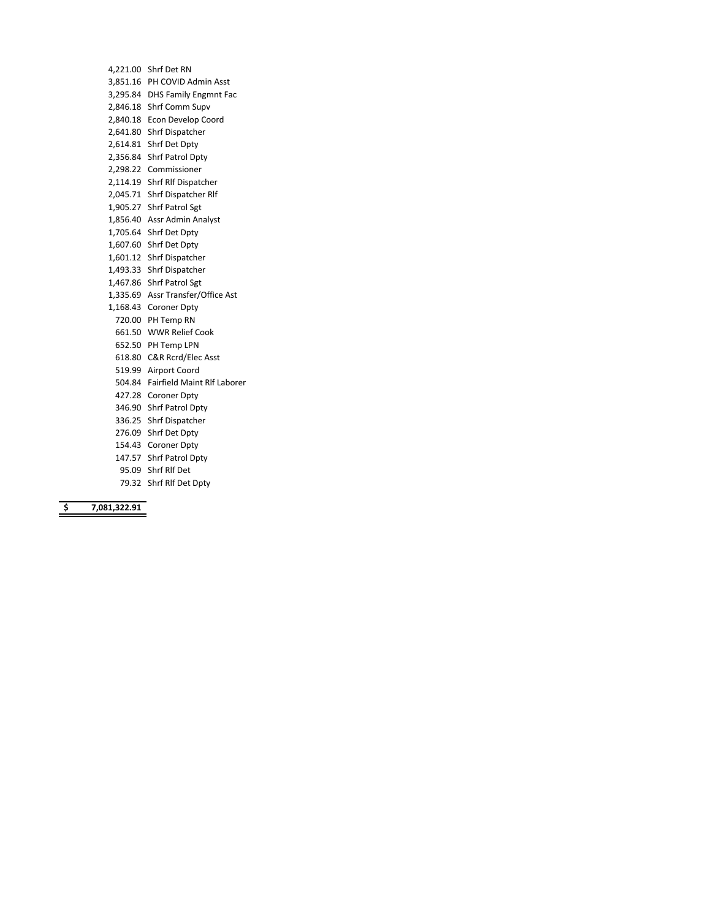| | |
|---|---|
| 4,221.00 | Shrf Det RN |
| 3,851.16 | PH COVID Admin Asst |
| 3,295.84 | DHS Family Engmnt Fac |
| 2,846.18 | Shrf Comm Supv |
| 2,840.18 | Econ Develop Coord |
| 2,641.80 | Shrf Dispatcher |
| 2,614.81 | Shrf Det Dpty |
| 2,356.84 | Shrf Patrol Dpty |
| 2,298.22 | Commissioner |
| 2,114.19 | Shrf Rlf Dispatcher |
| 2,045.71 | Shrf Dispatcher Rlf |
| 1,905.27 | Shrf Patrol Sgt |
| 1,856.40 | Assr Admin Analyst |
| 1,705.64 | Shrf Det Dpty |
| 1,607.60 | Shrf Det Dpty |
| 1,601.12 | Shrf Dispatcher |
| 1,493.33 | Shrf Dispatcher |
| 1,467.86 | Shrf Patrol Sgt |
| 1,335.69 | Assr Transfer/Office Ast |
| 1,168.43 | Coroner Dpty |
| 720.00 | PH Temp RN |
| 661.50 | WWR Relief Cook |
| 652.50 | PH Temp LPN |
| 618.80 | C&R Rcrd/Elec Asst |
| 519.99 | Airport Coord |
| 504.84 | Fairfield Maint Rlf Laborer |
| 427.28 | Coroner Dpty |
| 346.90 | Shrf Patrol Dpty |
| 336.25 | Shrf Dispatcher |
| 276.09 | Shrf Det Dpty |
| 154.43 | Coroner Dpty |
| 147.57 | Shrf Patrol Dpty |
| 95.09 | Shrf Rlf Det |
| 79.32 | Shrf Rlf Det Dpty |
| **$ 7,081,322.91** | |